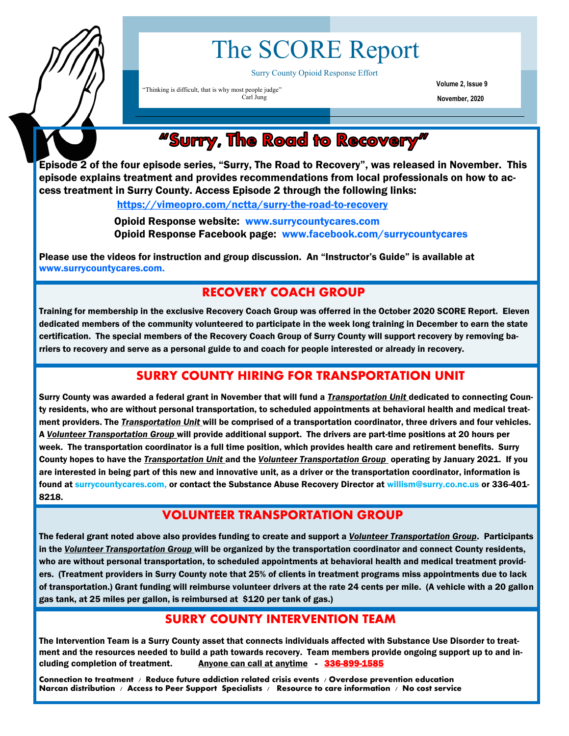# The SCORE Report

Surry County Opioid Response Effort

"Thinking is difficult, that is why most people judge"
Carl Jung

**Volume 2, Issue 9**

**November, 2020**

## "Surry, The Road to Recovery"

**Episode 2 of the four episode series, "Surry, The Road to Recovery", was released in November. This episode explains treatment and provides recommendations from local professionals on how to access treatment in Surry County. Access Episode 2 through the following links:**

**https://vimeopro.com/nctta/surry-the-road-to-recovery**

**Opioid Response website: www.surrycountycares.com**
**Opioid Response Facebook page: www.facebook.com/surrycountycares**

**Please use the videos for instruction and group discussion. An "Instructor's Guide" is available at www.surrycountycares.com.**

## RECOVERY COACH GROUP

**Training for membership in the exclusive Recovery Coach Group was offerred in the October 2020 SCORE Report. Eleven dedicated members of the community volunteered to participate in the week long training in December to earn the state certification. The special members of the Recovery Coach Group of Surry County will support recovery by removing barriers to recovery and serve as a personal guide to and coach for people interested or already in recovery.**

## SURRY COUNTY HIRING FOR TRANSPORTATION UNIT

**Surry County was awarded a federal grant in November that will fund a *Transportation Unit* dedicated to connecting County residents, who are without personal transportation, to scheduled appointments at behavioral health and medical treatment providers. The *Transportation Unit* will be comprised of a transportation coordinator, three drivers and four vehicles. A *Volunteer Transportation Group* will provide additional support. The drivers are part-time positions at 20 hours per week. The transportation coordinator is a full time position, which provides health care and retirement benefits. Surry County hopes to have the *Transportation Unit* and the *Volunteer Transportation Group* operating by January 2021. If you are interested in being part of this new and innovative unit, as a driver or the transportation coordinator, information is found at surrycountycares.com, or contact the Substance Abuse Recovery Director at willism@surry.co.nc.us or 336-401-8218.**

## VOLUNTEER TRANSPORTATION GROUP

**The federal grant noted above also provides funding to create and support a *Volunteer Transportation Group*. Participants in the *Volunteer Transportation Group* will be organized by the transportation coordinator and connect County residents, who are without personal transportation, to scheduled appointments at behavioral health and medical treatment providers. (Treatment providers in Surry County note that 25% of clients in treatment programs miss appointments due to lack of transportation.) Grant funding will reimburse volunteer drivers at the rate 24 cents per mile. (A vehicle with a 20 gallon gas tank, at 25 miles per gallon, is reimbursed at $120 per tank of gas.)**

## SURRY COUNTY INTERVENTION TEAM

**The Intervention Team is a Surry County asset that connects individuals affected with Substance Use Disorder to treatment and the resources needed to build a path towards recovery. Team members provide ongoing support up to and including completion of treatment. Anyone can call at anytime - 336-899-1585**

**Connection to treatment / Reduce future addiction related crisis events / Overdose prevention education
Narcan distribution / Access to Peer Support Specialists / Resource to care information / No cost service**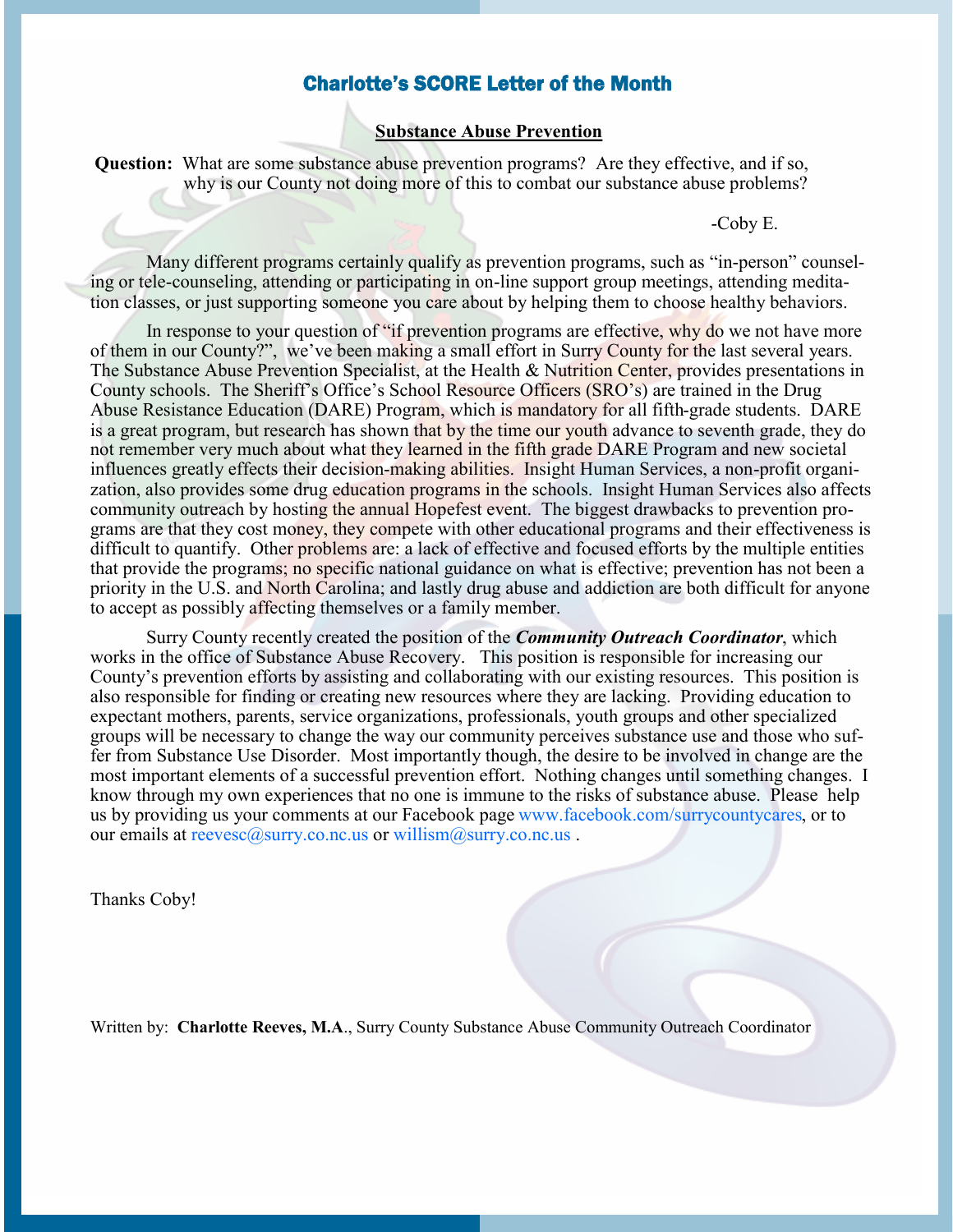## Charlotte's SCORE Letter of the Month

**Substance Abuse Prevention**

**Question:** What are some substance abuse prevention programs? Are they effective, and if so, why is our County not doing more of this to combat our substance abuse problems?

-Coby E.

Many different programs certainly qualify as prevention programs, such as "in-person" counseling or tele-counseling, attending or participating in on-line support group meetings, attending meditation classes, or just supporting someone you care about by helping them to choose healthy behaviors.

In response to your question of "if prevention programs are effective, why do we not have more of them in our County?", we've been making a small effort in Surry County for the last several years. The Substance Abuse Prevention Specialist, at the Health & Nutrition Center, provides presentations in County schools. The Sheriff's Office's School Resource Officers (SRO's) are trained in the Drug Abuse Resistance Education (DARE) Program, which is mandatory for all fifth-grade students. DARE is a great program, but research has shown that by the time our youth advance to seventh grade, they do not remember very much about what they learned in the fifth grade DARE Program and new societal influences greatly effects their decision-making abilities. Insight Human Services, a non-profit organization, also provides some drug education programs in the schools. Insight Human Services also affects community outreach by hosting the annual Hopefest event. The biggest drawbacks to prevention programs are that they cost money, they compete with other educational programs and their effectiveness is difficult to quantify. Other problems are: a lack of effective and focused efforts by the multiple entities that provide the programs; no specific national guidance on what is effective; prevention has not been a priority in the U.S. and North Carolina; and lastly drug abuse and addiction are both difficult for anyone to accept as possibly affecting themselves or a family member.

Surry County recently created the position of the ***Community Outreach Coordinator***, which works in the office of Substance Abuse Recovery. This position is responsible for increasing our County's prevention efforts by assisting and collaborating with our existing resources. This position is also responsible for finding or creating new resources where they are lacking. Providing education to expectant mothers, parents, service organizations, professionals, youth groups and other specialized groups will be necessary to change the way our community perceives substance use and those who suffer from Substance Use Disorder. Most importantly though, the desire to be involved in change are the most important elements of a successful prevention effort. Nothing changes until something changes. I know through my own experiences that no one is immune to the risks of substance abuse. Please help us by providing us your comments at our Facebook page www.facebook.com/surrycountycares, or to our emails at reevesc@surry.co.nc.us or willism@surry.co.nc.us .

Thanks Coby!

Written by: **Charlotte Reeves, M.A**., Surry County Substance Abuse Community Outreach Coordinator